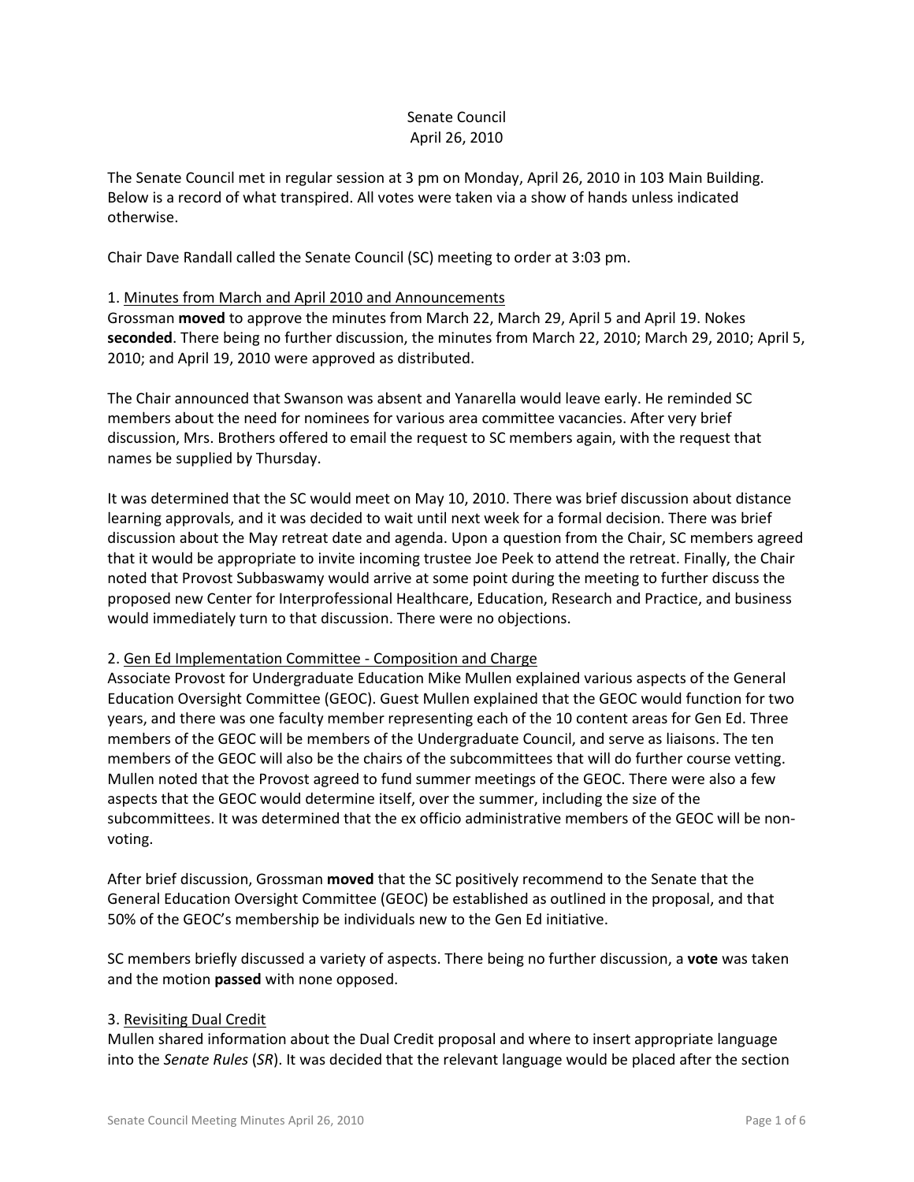Senate Council
April 26, 2010

The Senate Council met in regular session at 3 pm on Monday, April 26, 2010 in 103 Main Building. Below is a record of what transpired. All votes were taken via a show of hands unless indicated otherwise.

Chair Dave Randall called the Senate Council (SC) meeting to order at 3:03 pm.

1. <u>Minutes from March and April 2010 and Announcements</u>
Grossman **moved** to approve the minutes from March 22, March 29, April 5 and April 19. Nokes **seconded**. There being no further discussion, the minutes from March 22, 2010; March 29, 2010; April 5, 2010; and April 19, 2010 were approved as distributed.

The Chair announced that Swanson was absent and Yanarella would leave early. He reminded SC members about the need for nominees for various area committee vacancies. After very brief discussion, Mrs. Brothers offered to email the request to SC members again, with the request that names be supplied by Thursday.

It was determined that the SC would meet on May 10, 2010. There was brief discussion about distance learning approvals, and it was decided to wait until next week for a formal decision. There was brief discussion about the May retreat date and agenda. Upon a question from the Chair, SC members agreed that it would be appropriate to invite incoming trustee Joe Peek to attend the retreat. Finally, the Chair noted that Provost Subbaswamy would arrive at some point during the meeting to further discuss the proposed new Center for Interprofessional Healthcare, Education, Research and Practice, and business would immediately turn to that discussion. There were no objections.

2. <u>Gen Ed Implementation Committee - Composition and Charge</u>
Associate Provost for Undergraduate Education Mike Mullen explained various aspects of the General Education Oversight Committee (GEOC). Guest Mullen explained that the GEOC would function for two years, and there was one faculty member representing each of the 10 content areas for Gen Ed. Three members of the GEOC will be members of the Undergraduate Council, and serve as liaisons. The ten members of the GEOC will also be the chairs of the subcommittees that will do further course vetting. Mullen noted that the Provost agreed to fund summer meetings of the GEOC. There were also a few aspects that the GEOC would determine itself, over the summer, including the size of the subcommittees. It was determined that the ex officio administrative members of the GEOC will be non-voting.

After brief discussion, Grossman **moved** that the SC positively recommend to the Senate that the General Education Oversight Committee (GEOC) be established as outlined in the proposal, and that 50% of the GEOC's membership be individuals new to the Gen Ed initiative.

SC members briefly discussed a variety of aspects. There being no further discussion, a **vote** was taken and the motion **passed** with none opposed.

3. <u>Revisiting Dual Credit</u>
Mullen shared information about the Dual Credit proposal and where to insert appropriate language into the *Senate Rules* (*SR*). It was decided that the relevant language would be placed after the section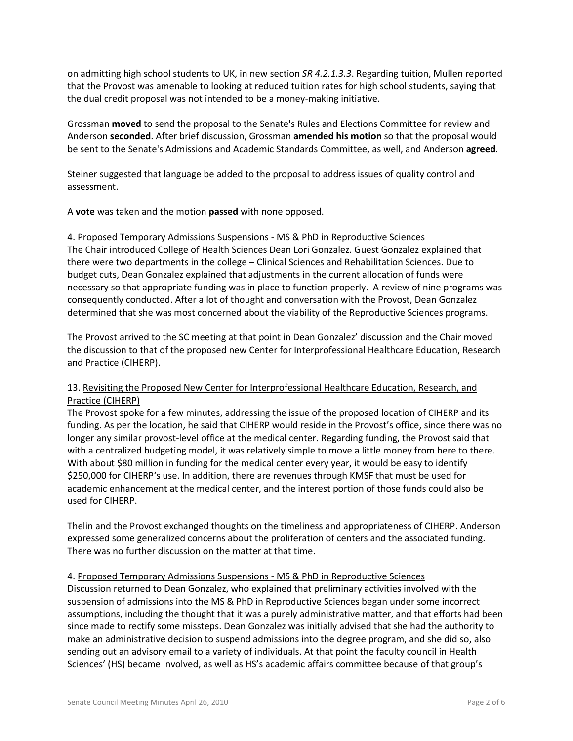on admitting high school students to UK, in new section *SR 4.2.1.3.3*. Regarding tuition, Mullen reported that the Provost was amenable to looking at reduced tuition rates for high school students, saying that the dual credit proposal was not intended to be a money-making initiative.

Grossman **moved** to send the proposal to the Senate's Rules and Elections Committee for review and Anderson **seconded**. After brief discussion, Grossman **amended his motion** so that the proposal would be sent to the Senate's Admissions and Academic Standards Committee, as well, and Anderson **agreed**.

Steiner suggested that language be added to the proposal to address issues of quality control and assessment.

A **vote** was taken and the motion **passed** with none opposed.

4. Proposed Temporary Admissions Suspensions - MS & PhD in Reproductive Sciences

The Chair introduced College of Health Sciences Dean Lori Gonzalez. Guest Gonzalez explained that there were two departments in the college – Clinical Sciences and Rehabilitation Sciences. Due to budget cuts, Dean Gonzalez explained that adjustments in the current allocation of funds were necessary so that appropriate funding was in place to function properly. A review of nine programs was consequently conducted. After a lot of thought and conversation with the Provost, Dean Gonzalez determined that she was most concerned about the viability of the Reproductive Sciences programs.

The Provost arrived to the SC meeting at that point in Dean Gonzalez' discussion and the Chair moved the discussion to that of the proposed new Center for Interprofessional Healthcare Education, Research and Practice (CIHERP).

13. Revisiting the Proposed New Center for Interprofessional Healthcare Education, Research, and Practice (CIHERP)

The Provost spoke for a few minutes, addressing the issue of the proposed location of CIHERP and its funding. As per the location, he said that CIHERP would reside in the Provost's office, since there was no longer any similar provost-level office at the medical center. Regarding funding, the Provost said that with a centralized budgeting model, it was relatively simple to move a little money from here to there. With about $80 million in funding for the medical center every year, it would be easy to identify $250,000 for CIHERP's use. In addition, there are revenues through KMSF that must be used for academic enhancement at the medical center, and the interest portion of those funds could also be used for CIHERP.

Thelin and the Provost exchanged thoughts on the timeliness and appropriateness of CIHERP. Anderson expressed some generalized concerns about the proliferation of centers and the associated funding. There was no further discussion on the matter at that time.

4. Proposed Temporary Admissions Suspensions - MS & PhD in Reproductive Sciences

Discussion returned to Dean Gonzalez, who explained that preliminary activities involved with the suspension of admissions into the MS & PhD in Reproductive Sciences began under some incorrect assumptions, including the thought that it was a purely administrative matter, and that efforts had been since made to rectify some missteps. Dean Gonzalez was initially advised that she had the authority to make an administrative decision to suspend admissions into the degree program, and she did so, also sending out an advisory email to a variety of individuals. At that point the faculty council in Health Sciences' (HS) became involved, as well as HS's academic affairs committee because of that group's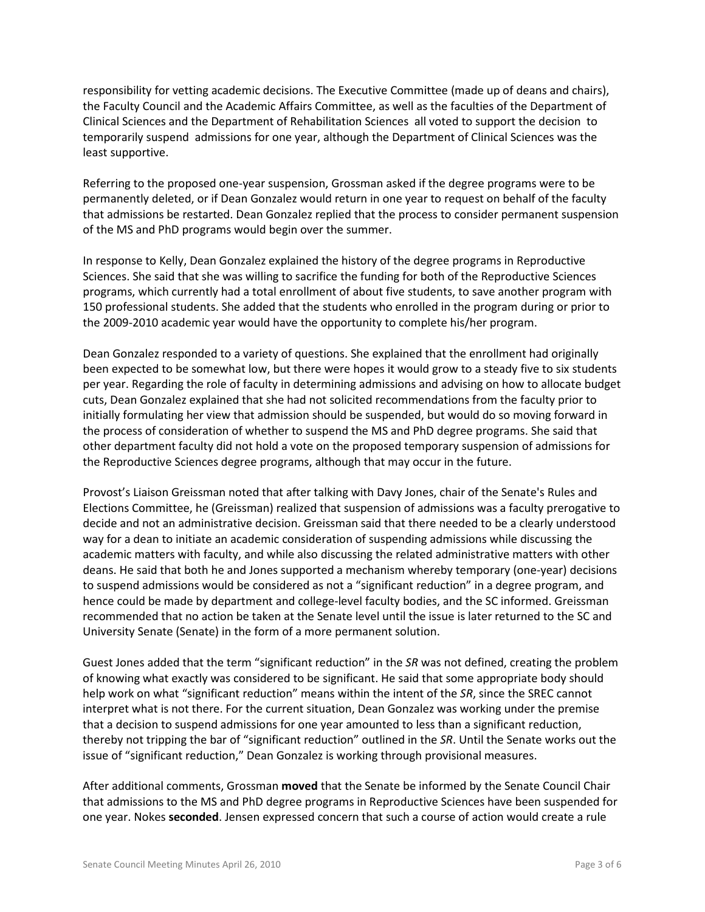responsibility for vetting academic decisions. The Executive Committee (made up of deans and chairs), the Faculty Council and the Academic Affairs Committee, as well as the faculties of the Department of Clinical Sciences and the Department of Rehabilitation Sciences all voted to support the decision to temporarily suspend admissions for one year, although the Department of Clinical Sciences was the least supportive.

Referring to the proposed one-year suspension, Grossman asked if the degree programs were to be permanently deleted, or if Dean Gonzalez would return in one year to request on behalf of the faculty that admissions be restarted. Dean Gonzalez replied that the process to consider permanent suspension of the MS and PhD programs would begin over the summer.

In response to Kelly, Dean Gonzalez explained the history of the degree programs in Reproductive Sciences. She said that she was willing to sacrifice the funding for both of the Reproductive Sciences programs, which currently had a total enrollment of about five students, to save another program with 150 professional students. She added that the students who enrolled in the program during or prior to the 2009-2010 academic year would have the opportunity to complete his/her program.

Dean Gonzalez responded to a variety of questions. She explained that the enrollment had originally been expected to be somewhat low, but there were hopes it would grow to a steady five to six students per year. Regarding the role of faculty in determining admissions and advising on how to allocate budget cuts, Dean Gonzalez explained that she had not solicited recommendations from the faculty prior to initially formulating her view that admission should be suspended, but would do so moving forward in the process of consideration of whether to suspend the MS and PhD degree programs. She said that other department faculty did not hold a vote on the proposed temporary suspension of admissions for the Reproductive Sciences degree programs, although that may occur in the future.

Provost's Liaison Greissman noted that after talking with Davy Jones, chair of the Senate's Rules and Elections Committee, he (Greissman) realized that suspension of admissions was a faculty prerogative to decide and not an administrative decision. Greissman said that there needed to be a clearly understood way for a dean to initiate an academic consideration of suspending admissions while discussing the academic matters with faculty, and while also discussing the related administrative matters with other deans. He said that both he and Jones supported a mechanism whereby temporary (one-year) decisions to suspend admissions would be considered as not a "significant reduction" in a degree program, and hence could be made by department and college-level faculty bodies, and the SC informed. Greissman recommended that no action be taken at the Senate level until the issue is later returned to the SC and University Senate (Senate) in the form of a more permanent solution.

Guest Jones added that the term "significant reduction" in the *SR* was not defined, creating the problem of knowing what exactly was considered to be significant. He said that some appropriate body should help work on what "significant reduction" means within the intent of the *SR*, since the SREC cannot interpret what is not there. For the current situation, Dean Gonzalez was working under the premise that a decision to suspend admissions for one year amounted to less than a significant reduction, thereby not tripping the bar of "significant reduction" outlined in the *SR*. Until the Senate works out the issue of "significant reduction," Dean Gonzalez is working through provisional measures.

After additional comments, Grossman **moved** that the Senate be informed by the Senate Council Chair that admissions to the MS and PhD degree programs in Reproductive Sciences have been suspended for one year. Nokes **seconded**. Jensen expressed concern that such a course of action would create a rule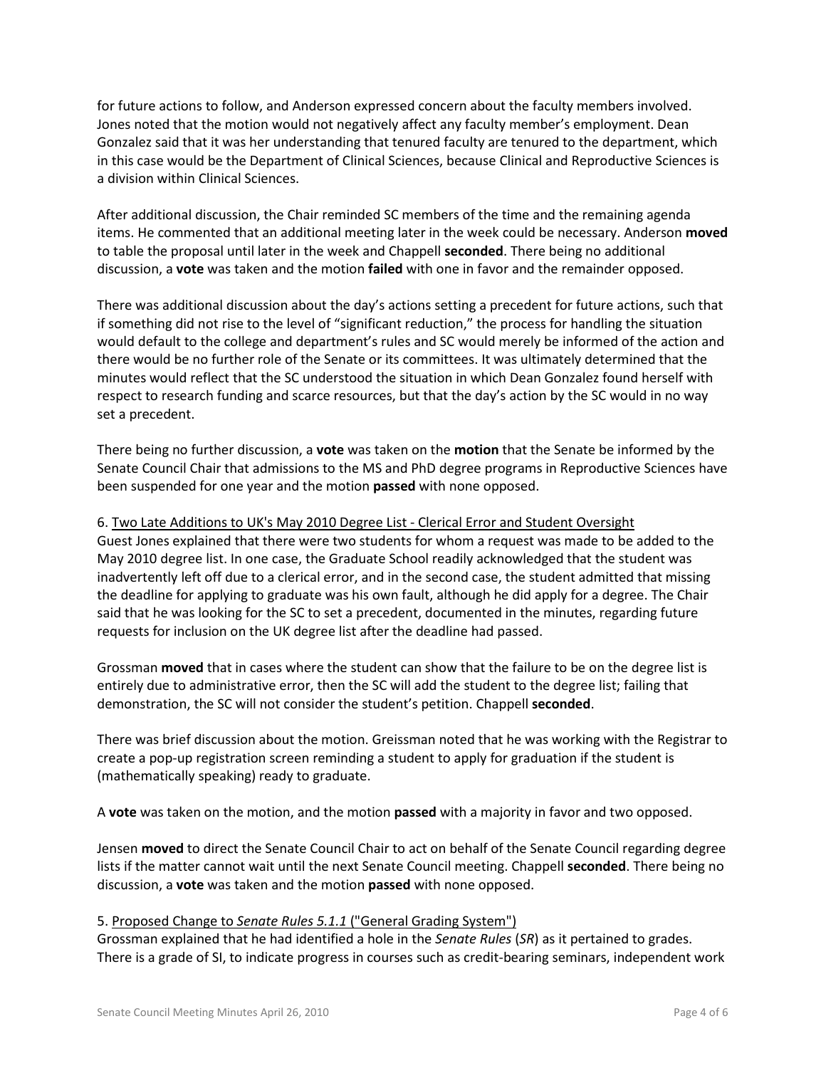for future actions to follow, and Anderson expressed concern about the faculty members involved. Jones noted that the motion would not negatively affect any faculty member's employment. Dean Gonzalez said that it was her understanding that tenured faculty are tenured to the department, which in this case would be the Department of Clinical Sciences, because Clinical and Reproductive Sciences is a division within Clinical Sciences.

After additional discussion, the Chair reminded SC members of the time and the remaining agenda items. He commented that an additional meeting later in the week could be necessary. Anderson **moved** to table the proposal until later in the week and Chappell **seconded**. There being no additional discussion, a **vote** was taken and the motion **failed** with one in favor and the remainder opposed.

There was additional discussion about the day's actions setting a precedent for future actions, such that if something did not rise to the level of "significant reduction," the process for handling the situation would default to the college and department's rules and SC would merely be informed of the action and there would be no further role of the Senate or its committees. It was ultimately determined that the minutes would reflect that the SC understood the situation in which Dean Gonzalez found herself with respect to research funding and scarce resources, but that the day's action by the SC would in no way set a precedent.

There being no further discussion, a **vote** was taken on the **motion** that the Senate be informed by the Senate Council Chair that admissions to the MS and PhD degree programs in Reproductive Sciences have been suspended for one year and the motion **passed** with none opposed.

6. Two Late Additions to UK's May 2010 Degree List - Clerical Error and Student Oversight

Guest Jones explained that there were two students for whom a request was made to be added to the May 2010 degree list. In one case, the Graduate School readily acknowledged that the student was inadvertently left off due to a clerical error, and in the second case, the student admitted that missing the deadline for applying to graduate was his own fault, although he did apply for a degree. The Chair said that he was looking for the SC to set a precedent, documented in the minutes, regarding future requests for inclusion on the UK degree list after the deadline had passed.

Grossman **moved** that in cases where the student can show that the failure to be on the degree list is entirely due to administrative error, then the SC will add the student to the degree list; failing that demonstration, the SC will not consider the student's petition. Chappell **seconded**.

There was brief discussion about the motion. Greissman noted that he was working with the Registrar to create a pop-up registration screen reminding a student to apply for graduation if the student is (mathematically speaking) ready to graduate.

A **vote** was taken on the motion, and the motion **passed** with a majority in favor and two opposed.

Jensen **moved** to direct the Senate Council Chair to act on behalf of the Senate Council regarding degree lists if the matter cannot wait until the next Senate Council meeting. Chappell **seconded**. There being no discussion, a **vote** was taken and the motion **passed** with none opposed.

5. Proposed Change to *Senate Rules 5.1.1* ("General Grading System")

Grossman explained that he had identified a hole in the *Senate Rules* (*SR*) as it pertained to grades. There is a grade of SI, to indicate progress in courses such as credit-bearing seminars, independent work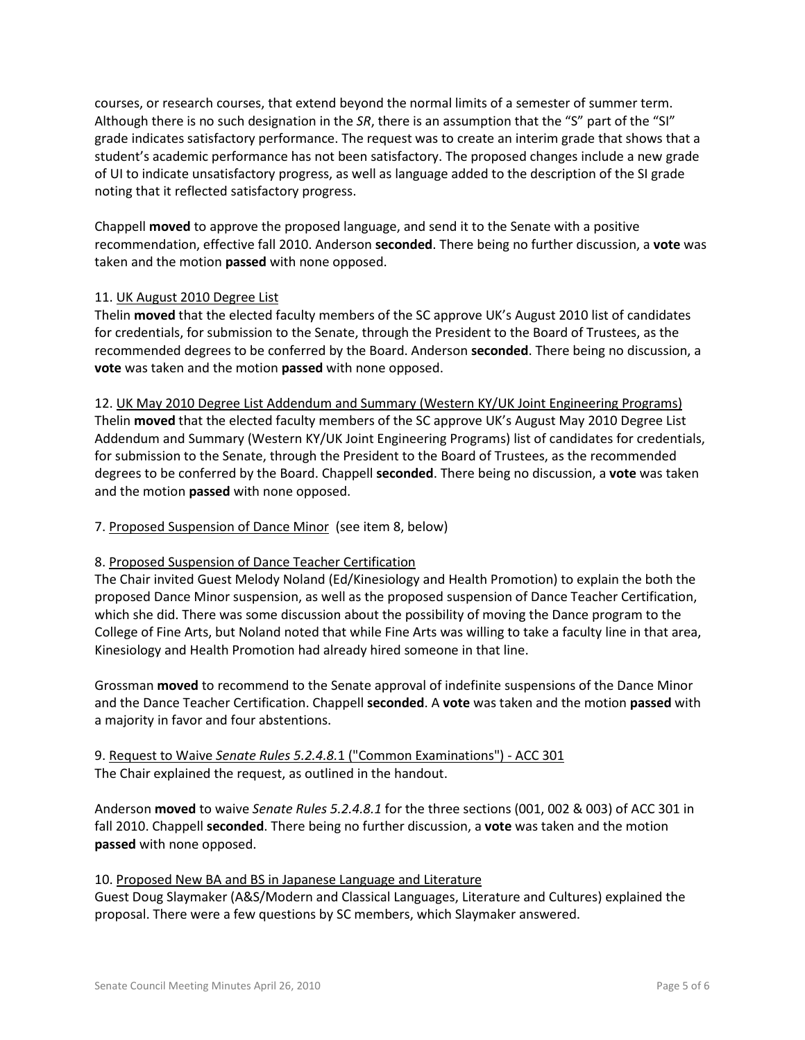courses, or research courses, that extend beyond the normal limits of a semester of summer term. Although there is no such designation in the *SR*, there is an assumption that the "S" part of the "SI" grade indicates satisfactory performance. The request was to create an interim grade that shows that a student's academic performance has not been satisfactory. The proposed changes include a new grade of UI to indicate unsatisfactory progress, as well as language added to the description of the SI grade noting that it reflected satisfactory progress.

Chappell **moved** to approve the proposed language, and send it to the Senate with a positive recommendation, effective fall 2010. Anderson **seconded**. There being no further discussion, a **vote** was taken and the motion **passed** with none opposed.

11. <u>UK August 2010 Degree List</u>
Thelin **moved** that the elected faculty members of the SC approve UK's August 2010 list of candidates for credentials, for submission to the Senate, through the President to the Board of Trustees, as the recommended degrees to be conferred by the Board. Anderson **seconded**. There being no discussion, a **vote** was taken and the motion **passed** with none opposed.

12. <u>UK May 2010 Degree List Addendum and Summary (Western KY/UK Joint Engineering Programs)</u>
Thelin **moved** that the elected faculty members of the SC approve UK's August May 2010 Degree List Addendum and Summary (Western KY/UK Joint Engineering Programs) list of candidates for credentials, for submission to the Senate, through the President to the Board of Trustees, as the recommended degrees to be conferred by the Board. Chappell **seconded**. There being no discussion, a **vote** was taken and the motion **passed** with none opposed.

7. <u>Proposed Suspension of Dance Minor</u> (see item 8, below)

8. <u>Proposed Suspension of Dance Teacher Certification</u>
The Chair invited Guest Melody Noland (Ed/Kinesiology and Health Promotion) to explain the both the proposed Dance Minor suspension, as well as the proposed suspension of Dance Teacher Certification, which she did. There was some discussion about the possibility of moving the Dance program to the College of Fine Arts, but Noland noted that while Fine Arts was willing to take a faculty line in that area, Kinesiology and Health Promotion had already hired someone in that line.

Grossman **moved** to recommend to the Senate approval of indefinite suspensions of the Dance Minor and the Dance Teacher Certification. Chappell **seconded**. A **vote** was taken and the motion **passed** with a majority in favor and four abstentions.

9. <u>Request to Waive *Senate Rules 5.2.4.8.*1 ("Common Examinations") - ACC 301</u>
The Chair explained the request, as outlined in the handout.

Anderson **moved** to waive *Senate Rules 5.2.4.8.1* for the three sections (001, 002 & 003) of ACC 301 in fall 2010. Chappell **seconded**. There being no further discussion, a **vote** was taken and the motion **passed** with none opposed.

10. <u>Proposed New BA and BS in Japanese Language and Literature</u>
Guest Doug Slaymaker (A&S/Modern and Classical Languages, Literature and Cultures) explained the proposal. There were a few questions by SC members, which Slaymaker answered.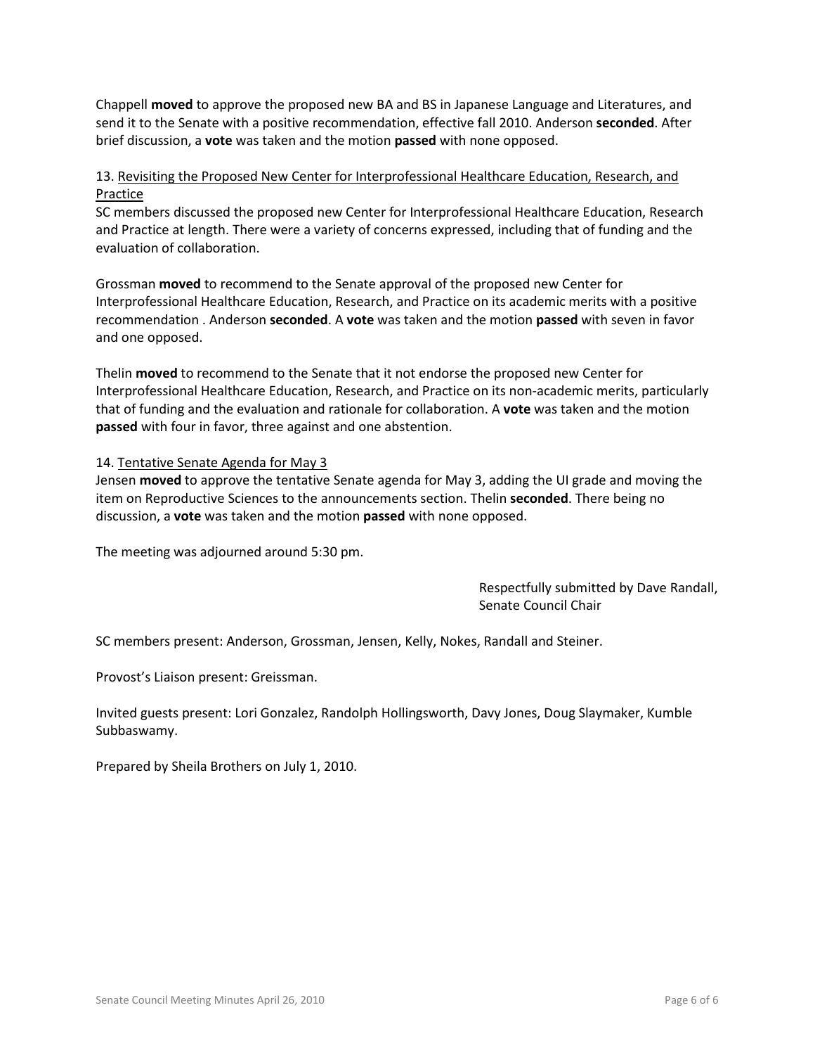Chappell **moved** to approve the proposed new BA and BS in Japanese Language and Literatures, and send it to the Senate with a positive recommendation, effective fall 2010. Anderson **seconded**. After brief discussion, a **vote** was taken and the motion **passed** with none opposed.

13. <u>Revisiting the Proposed New Center for Interprofessional Healthcare Education, Research, and Practice</u>

SC members discussed the proposed new Center for Interprofessional Healthcare Education, Research and Practice at length. There were a variety of concerns expressed, including that of funding and the evaluation of collaboration.

Grossman **moved** to recommend to the Senate approval of the proposed new Center for Interprofessional Healthcare Education, Research, and Practice on its academic merits with a positive recommendation . Anderson **seconded**. A **vote** was taken and the motion **passed** with seven in favor and one opposed.

Thelin **moved** to recommend to the Senate that it not endorse the proposed new Center for Interprofessional Healthcare Education, Research, and Practice on its non-academic merits, particularly that of funding and the evaluation and rationale for collaboration. A **vote** was taken and the motion **passed** with four in favor, three against and one abstention.

14. <u>Tentative Senate Agenda for May 3</u>

Jensen **moved** to approve the tentative Senate agenda for May 3, adding the UI grade and moving the item on Reproductive Sciences to the announcements section. Thelin **seconded**. There being no discussion, a **vote** was taken and the motion **passed** with none opposed.

The meeting was adjourned around 5:30 pm.

Respectfully submitted by Dave Randall,
Senate Council Chair

SC members present: Anderson, Grossman, Jensen, Kelly, Nokes, Randall and Steiner.

Provost's Liaison present: Greissman.

Invited guests present: Lori Gonzalez, Randolph Hollingsworth, Davy Jones, Doug Slaymaker, Kumble Subbaswamy.

Prepared by Sheila Brothers on July 1, 2010.